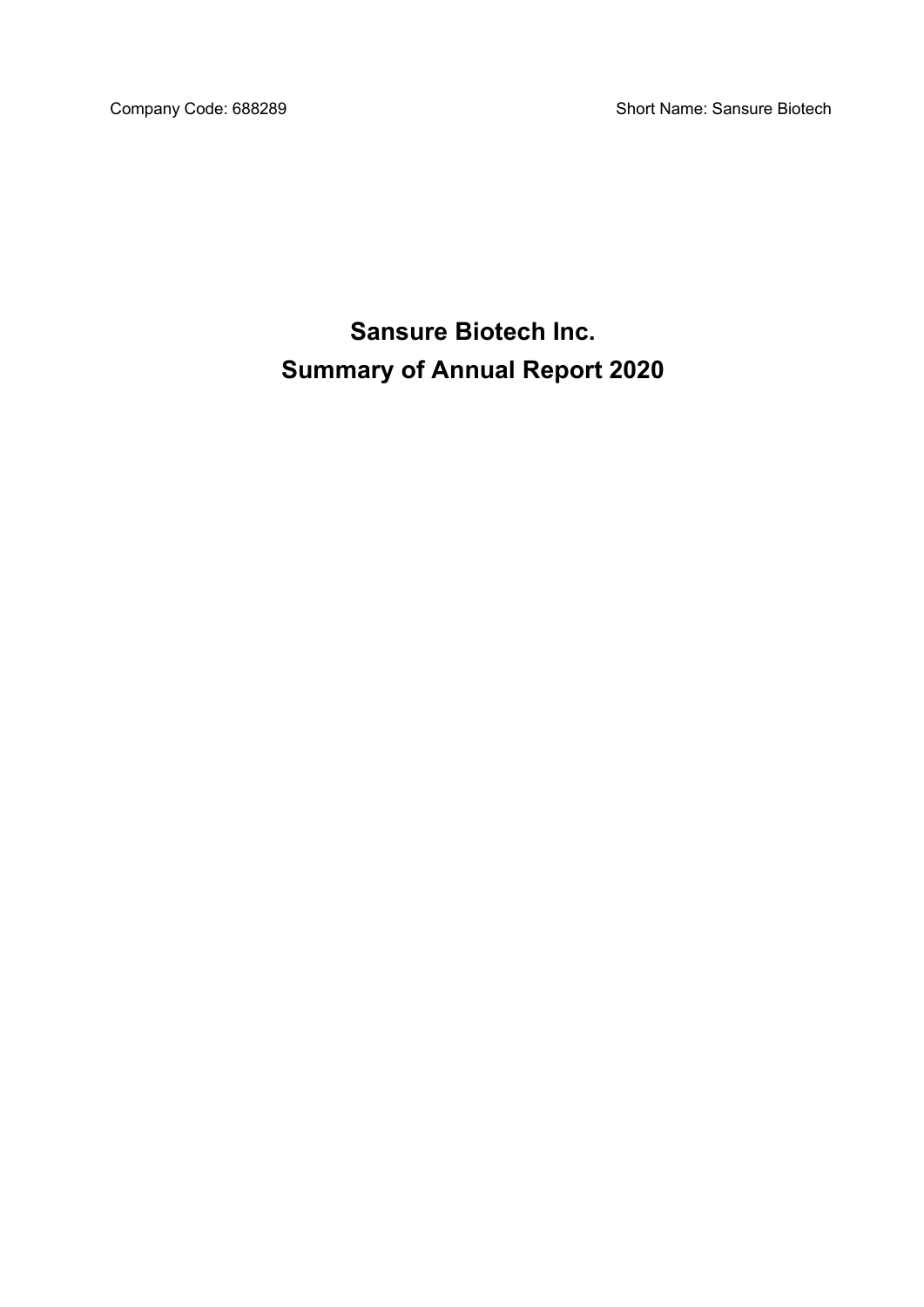Company Code: 688289 Short Name: Sansure Biotech

# Sansure Biotech Inc.
# Summary of Annual Report 2020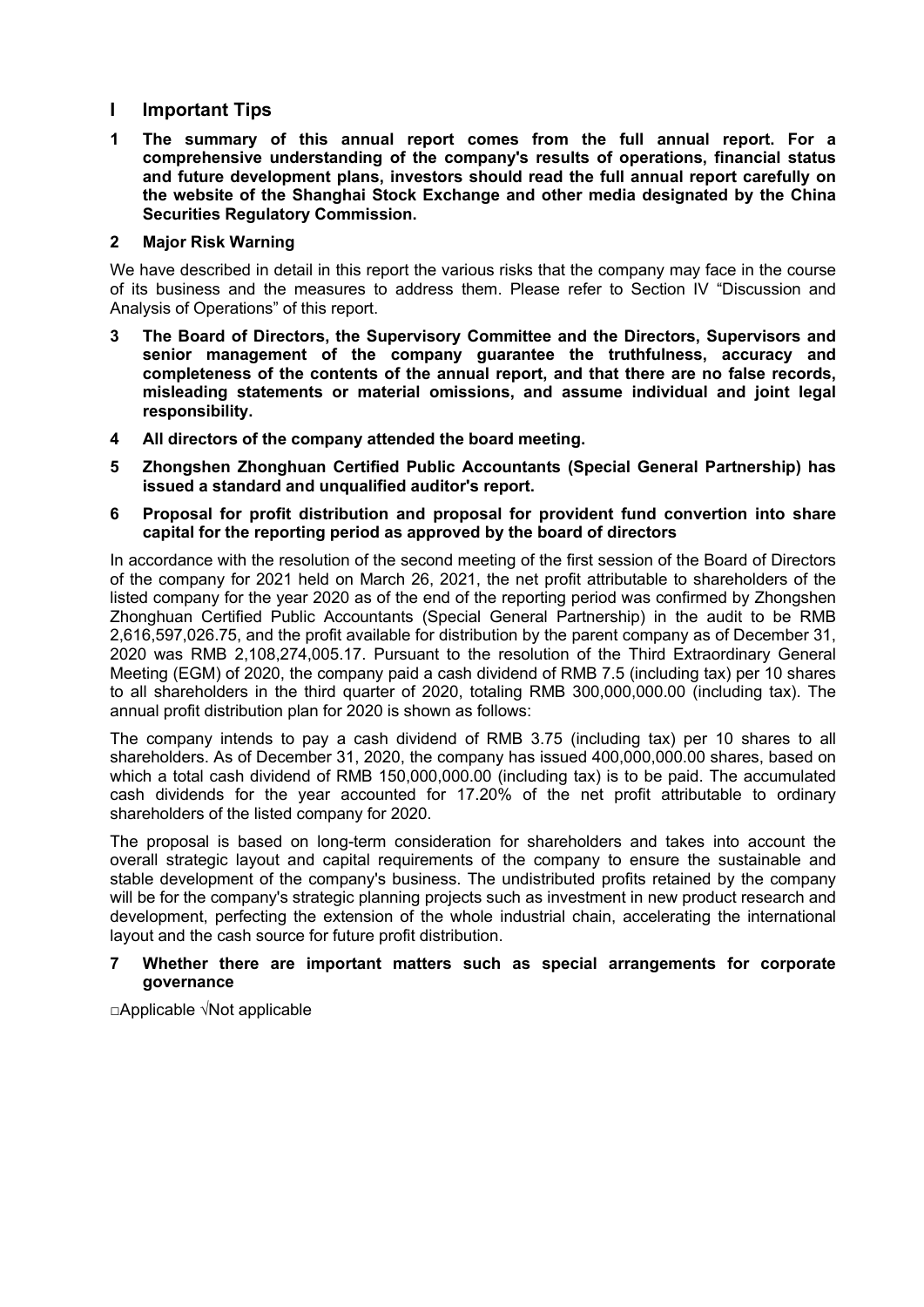# I Important Tips

**1 The summary of this annual report comes from the full annual report. For a comprehensive understanding of the company's results of operations, financial status and future development plans, investors should read the full annual report carefully on the website of the Shanghai Stock Exchange and other media designated by the China Securities Regulatory Commission.**

**2 Major Risk Warning**

We have described in detail in this report the various risks that the company may face in the course of its business and the measures to address them. Please refer to Section IV "Discussion and Analysis of Operations" of this report.

**3 The Board of Directors, the Supervisory Committee and the Directors, Supervisors and senior management of the company guarantee the truthfulness, accuracy and completeness of the contents of the annual report, and that there are no false records, misleading statements or material omissions, and assume individual and joint legal responsibility.**

**4 All directors of the company attended the board meeting.**

**5 Zhongshen Zhonghuan Certified Public Accountants (Special General Partnership) has issued a standard and unqualified auditor's report.**

**6 Proposal for profit distribution and proposal for provident fund convertion into share capital for the reporting period as approved by the board of directors**

In accordance with the resolution of the second meeting of the first session of the Board of Directors of the company for 2021 held on March 26, 2021, the net profit attributable to shareholders of the listed company for the year 2020 as of the end of the reporting period was confirmed by Zhongshen Zhonghuan Certified Public Accountants (Special General Partnership) in the audit to be RMB 2,616,597,026.75, and the profit available for distribution by the parent company as of December 31, 2020 was RMB 2,108,274,005.17. Pursuant to the resolution of the Third Extraordinary General Meeting (EGM) of 2020, the company paid a cash dividend of RMB 7.5 (including tax) per 10 shares to all shareholders in the third quarter of 2020, totaling RMB 300,000,000.00 (including tax). The annual profit distribution plan for 2020 is shown as follows:

The company intends to pay a cash dividend of RMB 3.75 (including tax) per 10 shares to all shareholders. As of December 31, 2020, the company has issued 400,000,000.00 shares, based on which a total cash dividend of RMB 150,000,000.00 (including tax) is to be paid. The accumulated cash dividends for the year accounted for 17.20% of the net profit attributable to ordinary shareholders of the listed company for 2020.

The proposal is based on long-term consideration for shareholders and takes into account the overall strategic layout and capital requirements of the company to ensure the sustainable and stable development of the company's business. The undistributed profits retained by the company will be for the company's strategic planning projects such as investment in new product research and development, perfecting the extension of the whole industrial chain, accelerating the international layout and the cash source for future profit distribution.

**7 Whether there are important matters such as special arrangements for corporate governance**

□Applicable √Not applicable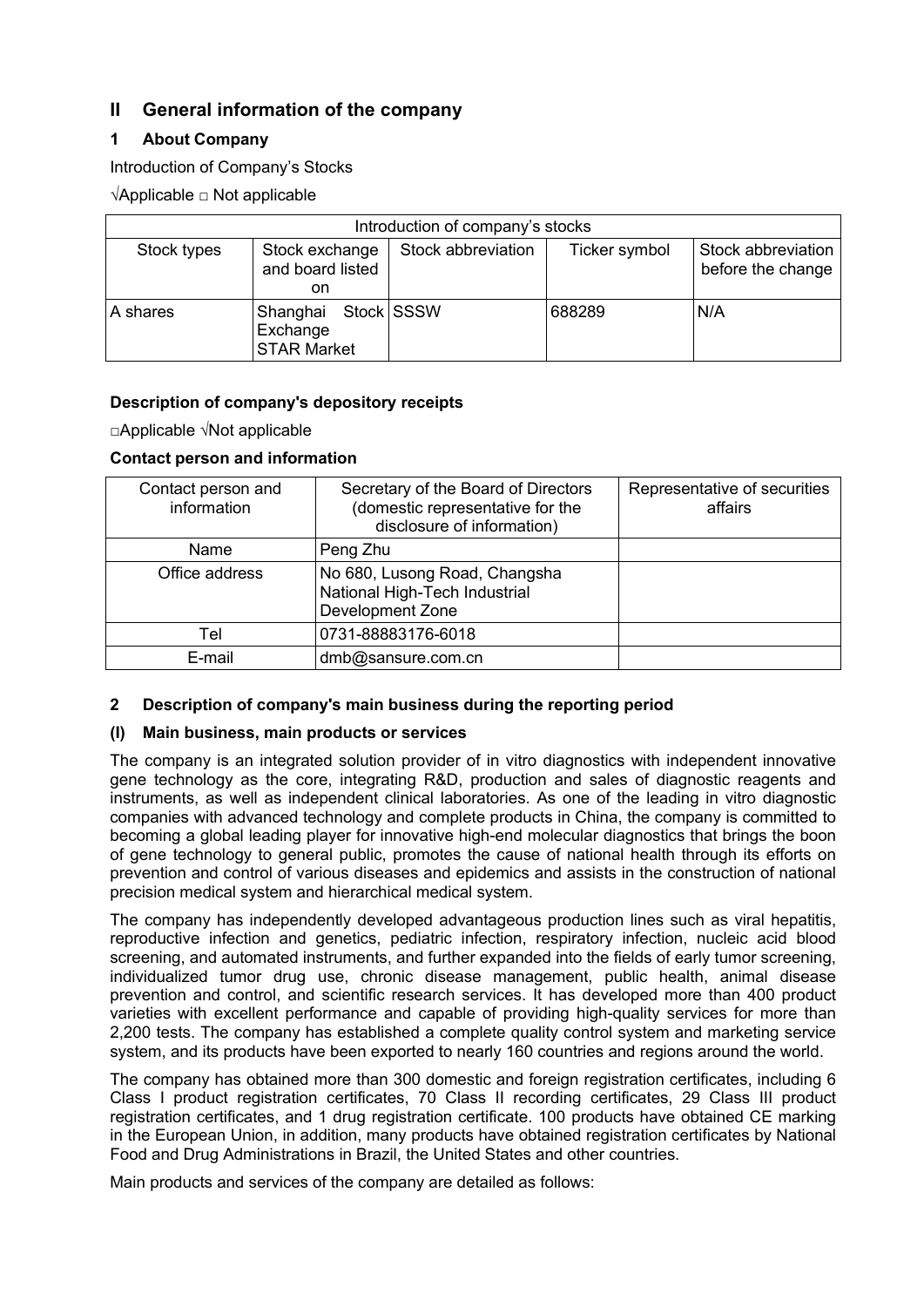## II General information of the company

### 1 About Company

Introduction of Company's Stocks

√Applicable □ Not applicable

| Introduction of company's stocks | | | | |
|---|---|---|---|---|
| Stock types | Stock exchange and board listed on | Stock abbreviation | Ticker symbol | Stock abbreviation before the change |
| A shares | Shanghai Stock Exchange STAR Market | SSSW | 688289 | N/A |

**Description of company's depository receipts**

□Applicable √Not applicable

**Contact person and information**

| Contact person and information | Secretary of the Board of Directors (domestic representative for the disclosure of information) | Representative of securities affairs |
|---|---|---|
| Name | Peng Zhu | |
| Office address | No 680, Lusong Road, Changsha National High-Tech Industrial Development Zone | |
| Tel | 0731-88883176-6018 | |
| E-mail | dmb@sansure.com.cn | |

### 2 Description of company's main business during the reporting period

#### (I) Main business, main products or services

The company is an integrated solution provider of in vitro diagnostics with independent innovative gene technology as the core, integrating R&D, production and sales of diagnostic reagents and instruments, as well as independent clinical laboratories. As one of the leading in vitro diagnostic companies with advanced technology and complete products in China, the company is committed to becoming a global leading player for innovative high-end molecular diagnostics that brings the boon of gene technology to general public, promotes the cause of national health through its efforts on prevention and control of various diseases and epidemics and assists in the construction of national precision medical system and hierarchical medical system.

The company has independently developed advantageous production lines such as viral hepatitis, reproductive infection and genetics, pediatric infection, respiratory infection, nucleic acid blood screening, and automated instruments, and further expanded into the fields of early tumor screening, individualized tumor drug use, chronic disease management, public health, animal disease prevention and control, and scientific research services. It has developed more than 400 product varieties with excellent performance and capable of providing high-quality services for more than 2,200 tests. The company has established a complete quality control system and marketing service system, and its products have been exported to nearly 160 countries and regions around the world.

The company has obtained more than 300 domestic and foreign registration certificates, including 6 Class I product registration certificates, 70 Class II recording certificates, 29 Class III product registration certificates, and 1 drug registration certificate. 100 products have obtained CE marking in the European Union, in addition, many products have obtained registration certificates by National Food and Drug Administrations in Brazil, the United States and other countries.

Main products and services of the company are detailed as follows: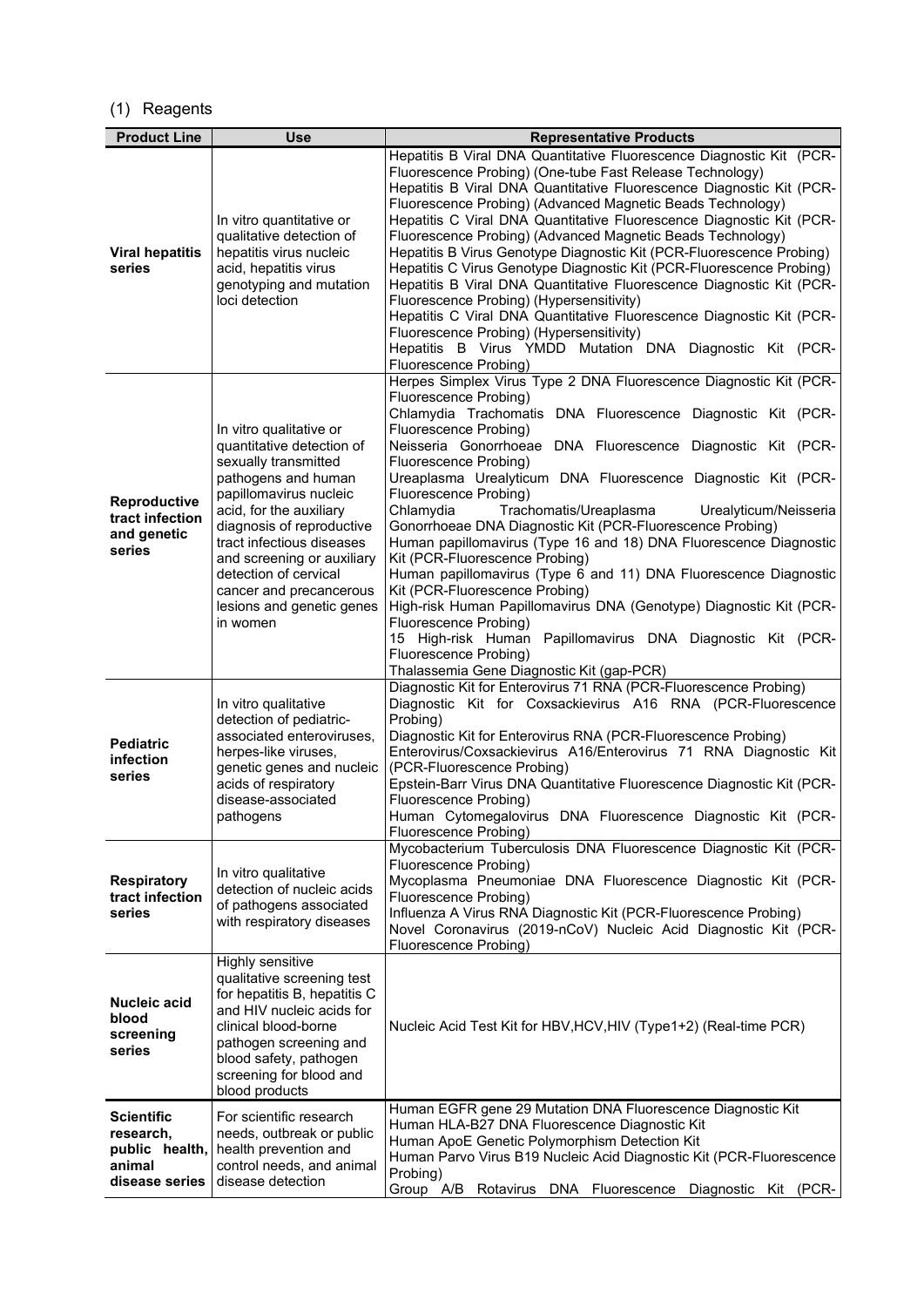(1) Reagents

| Product Line | Use | Representative Products |
|---|---|---|
| **Viral hepatitis series** | In vitro quantitative or qualitative detection of hepatitis virus nucleic acid, hepatitis virus genotyping and mutation loci detection | Hepatitis B Viral DNA Quantitative Fluorescence Diagnostic Kit (PCR-Fluorescence Probing) (One-tube Fast Release Technology)<br>Hepatitis B Viral DNA Quantitative Fluorescence Diagnostic Kit (PCR-Fluorescence Probing) (Advanced Magnetic Beads Technology)<br>Hepatitis C Viral DNA Quantitative Fluorescence Diagnostic Kit (PCR-Fluorescence Probing) (Advanced Magnetic Beads Technology)<br>Hepatitis B Virus Genotype Diagnostic Kit (PCR-Fluorescence Probing)<br>Hepatitis C Virus Genotype Diagnostic Kit (PCR-Fluorescence Probing)<br>Hepatitis B Viral DNA Quantitative Fluorescence Diagnostic Kit (PCR-Fluorescence Probing) (Hypersensitivity)<br>Hepatitis C Viral DNA Quantitative Fluorescence Diagnostic Kit (PCR-Fluorescence Probing) (Hypersensitivity)<br>Hepatitis B Virus YMDD Mutation DNA Diagnostic Kit (PCR-Fluorescence Probing) |
| **Reproductive tract infection and genetic series** | In vitro qualitative or quantitative detection of sexually transmitted pathogens and human papillomavirus nucleic acid, for the auxiliary diagnosis of reproductive tract infectious diseases and screening or auxiliary detection of cervical cancer and precancerous lesions and genetic genes in women | Herpes Simplex Virus Type 2 DNA Fluorescence Diagnostic Kit (PCR-Fluorescence Probing)<br>Chlamydia Trachomatis DNA Fluorescence Diagnostic Kit (PCR-Fluorescence Probing)<br>Neisseria Gonorrhoeae DNA Fluorescence Diagnostic Kit (PCR-Fluorescence Probing)<br>Ureaplasma Urealyticum DNA Fluorescence Diagnostic Kit (PCR-Fluorescence Probing)<br>Chlamydia Trachomatis/Ureaplasma Urealyticum/Neisseria Gonorrhoeae DNA Diagnostic Kit (PCR-Fluorescence Probing)<br>Human papillomavirus (Type 16 and 18) DNA Fluorescence Diagnostic Kit (PCR-Fluorescence Probing)<br>Human papillomavirus (Type 6 and 11) DNA Fluorescence Diagnostic Kit (PCR-Fluorescence Probing)<br>High-risk Human Papillomavirus DNA (Genotype) Diagnostic Kit (PCR-Fluorescence Probing)<br>15 High-risk Human Papillomavirus DNA Diagnostic Kit (PCR-Fluorescence Probing)<br>Thalassemia Gene Diagnostic Kit (gap-PCR) |
| **Pediatric infection series** | In vitro qualitative detection of pediatric-associated enteroviruses, herpes-like viruses, genetic genes and nucleic acids of respiratory disease-associated pathogens | Diagnostic Kit for Enterovirus 71 RNA (PCR-Fluorescence Probing)<br>Diagnostic Kit for Coxsackievirus A16 RNA (PCR-Fluorescence Probing)<br>Diagnostic Kit for Enterovirus RNA (PCR-Fluorescence Probing)<br>Enterovirus/Coxsackievirus A16/Enterovirus 71 RNA Diagnostic Kit (PCR-Fluorescence Probing)<br>Epstein-Barr Virus DNA Quantitative Fluorescence Diagnostic Kit (PCR-Fluorescence Probing)<br>Human Cytomegalovirus DNA Fluorescence Diagnostic Kit (PCR-Fluorescence Probing) |
| **Respiratory tract infection series** | In vitro qualitative detection of nucleic acids of pathogens associated with respiratory diseases | Mycobacterium Tuberculosis DNA Fluorescence Diagnostic Kit (PCR-Fluorescence Probing)<br>Mycoplasma Pneumoniae DNA Fluorescence Diagnostic Kit (PCR-Fluorescence Probing)<br>Influenza A Virus RNA Diagnostic Kit (PCR-Fluorescence Probing)<br>Novel Coronavirus (2019-nCoV) Nucleic Acid Diagnostic Kit (PCR-Fluorescence Probing) |
| **Nucleic acid blood screening series** | Highly sensitive qualitative screening test for hepatitis B, hepatitis C and HIV nucleic acids for clinical blood-borne pathogen screening and blood safety, pathogen screening for blood and blood products | Nucleic Acid Test Kit for HBV,HCV,HIV (Type1+2) (Real-time PCR) |
| **Scientific research, public health, animal disease series** | For scientific research needs, outbreak or public health prevention and control needs, and animal disease detection | Human EGFR gene 29 Mutation DNA Fluorescence Diagnostic Kit<br>Human HLA-B27 DNA Fluorescence Diagnostic Kit<br>Human ApoE Genetic Polymorphism Detection Kit<br>Human Parvo Virus B19 Nucleic Acid Diagnostic Kit (PCR-Fluorescence Probing)<br>Group A/B Rotavirus DNA Fluorescence Diagnostic Kit (PCR- |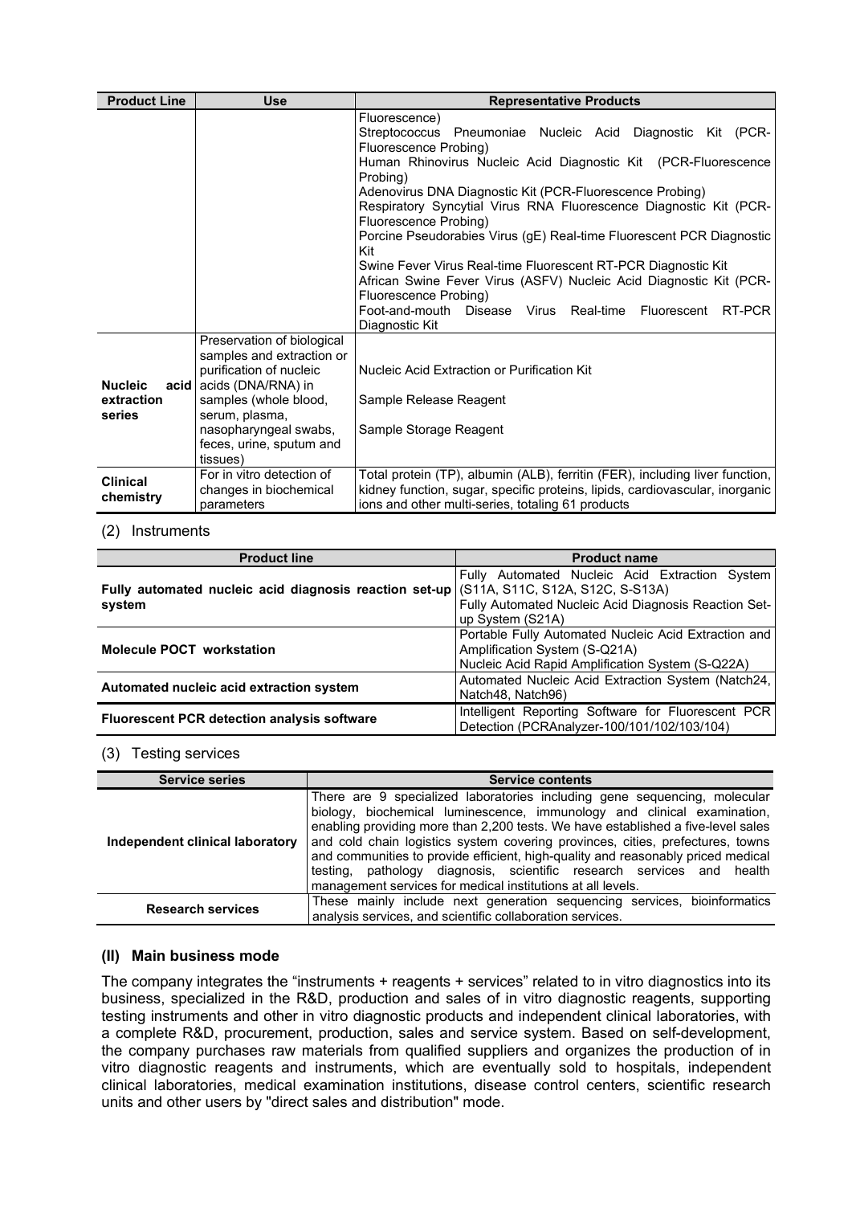| Product Line | Use | Representative Products |
|---|---|---|
| | | Fluorescence)<br>Streptococcus Pneumoniae Nucleic Acid Diagnostic Kit (PCR-Fluorescence Probing)<br>Human Rhinovirus Nucleic Acid Diagnostic Kit (PCR-Fluorescence Probing)<br>Adenovirus DNA Diagnostic Kit (PCR-Fluorescence Probing)<br>Respiratory Syncytial Virus RNA Fluorescence Diagnostic Kit (PCR-Fluorescence Probing)<br>Porcine Pseudorabies Virus (gE) Real-time Fluorescent PCR Diagnostic Kit<br>Swine Fever Virus Real-time Fluorescent RT-PCR Diagnostic Kit<br>African Swine Fever Virus (ASFV) Nucleic Acid Diagnostic Kit (PCR-Fluorescence Probing)<br>Foot-and-mouth Disease Virus Real-time Fluorescent RT-PCR Diagnostic Kit |
| **Nucleic acid extraction series** | Preservation of biological samples and extraction or purification of nucleic acids (DNA/RNA) in samples (whole blood, serum, plasma, nasopharyngeal swabs, feces, urine, sputum and tissues) | Nucleic Acid Extraction or Purification Kit<br>Sample Release Reagent<br>Sample Storage Reagent |
| **Clinical chemistry** | For in vitro detection of changes in biochemical parameters | Total protein (TP), albumin (ALB), ferritin (FER), including liver function, kidney function, sugar, specific proteins, lipids, cardiovascular, inorganic ions and other multi-series, totaling 61 products |

(2) Instruments

| Product line | Product name |
|---|---|
| **Fully automated nucleic acid diagnosis reaction set-up system** | Fully Automated Nucleic Acid Extraction System (S11A, S11C, S12A, S12C, S-S13A)<br>Fully Automated Nucleic Acid Diagnosis Reaction Set-up System (S21A) |
| **Molecule POCT workstation** | Portable Fully Automated Nucleic Acid Extraction and Amplification System (S-Q21A)<br>Nucleic Acid Rapid Amplification System (S-Q22A) |
| **Automated nucleic acid extraction system** | Automated Nucleic Acid Extraction System (Natch24, Natch48, Natch96) |
| **Fluorescent PCR detection analysis software** | Intelligent Reporting Software for Fluorescent PCR Detection (PCRAnalyzer-100/101/102/103/104) |

(3) Testing services

| Service series | Service contents |
|---|---|
| **Independent clinical laboratory** | There are 9 specialized laboratories including gene sequencing, molecular biology, biochemical luminescence, immunology and clinical examination, enabling providing more than 2,200 tests. We have established a five-level sales and cold chain logistics system covering provinces, cities, prefectures, towns and communities to provide efficient, high-quality and reasonably priced medical testing, pathology diagnosis, scientific research services and health management services for medical institutions at all levels. |
| **Research services** | These mainly include next generation sequencing services, bioinformatics analysis services, and scientific collaboration services. |

### (II) Main business mode

The company integrates the "instruments + reagents + services" related to in vitro diagnostics into its business, specialized in the R&D, production and sales of in vitro diagnostic reagents, supporting testing instruments and other in vitro diagnostic products and independent clinical laboratories, with a complete R&D, procurement, production, sales and service system. Based on self-development, the company purchases raw materials from qualified suppliers and organizes the production of in vitro diagnostic reagents and instruments, which are eventually sold to hospitals, independent clinical laboratories, medical examination institutions, disease control centers, scientific research units and other users by "direct sales and distribution" mode.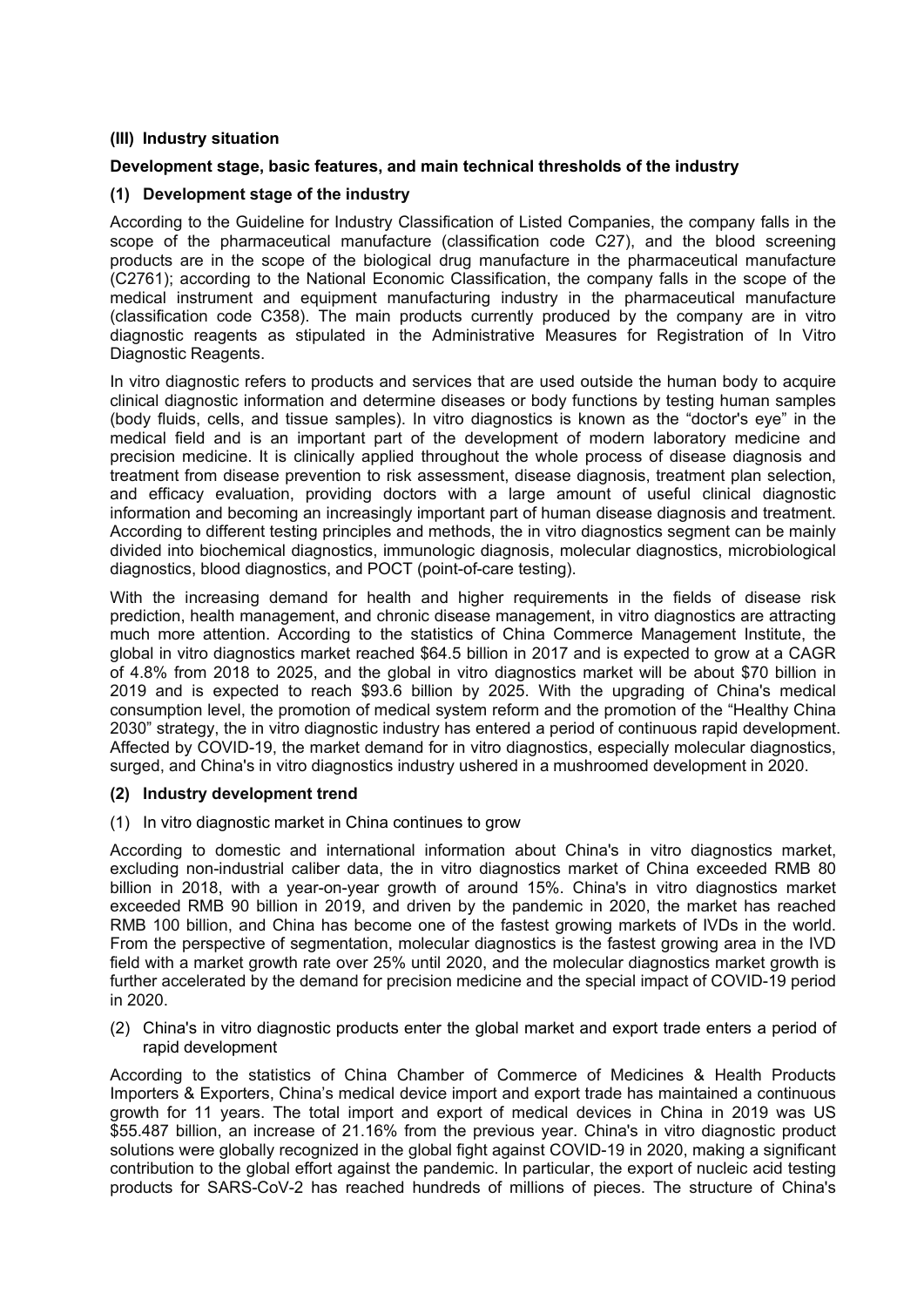### (III) Industry situation

**Development stage, basic features, and main technical thresholds of the industry**

#### (1) Development stage of the industry

According to the Guideline for Industry Classification of Listed Companies, the company falls in the scope of the pharmaceutical manufacture (classification code C27), and the blood screening products are in the scope of the biological drug manufacture in the pharmaceutical manufacture (C2761); according to the National Economic Classification, the company falls in the scope of the medical instrument and equipment manufacturing industry in the pharmaceutical manufacture (classification code C358). The main products currently produced by the company are in vitro diagnostic reagents as stipulated in the Administrative Measures for Registration of In Vitro Diagnostic Reagents.

In vitro diagnostic refers to products and services that are used outside the human body to acquire clinical diagnostic information and determine diseases or body functions by testing human samples (body fluids, cells, and tissue samples). In vitro diagnostics is known as the "doctor's eye" in the medical field and is an important part of the development of modern laboratory medicine and precision medicine. It is clinically applied throughout the whole process of disease diagnosis and treatment from disease prevention to risk assessment, disease diagnosis, treatment plan selection, and efficacy evaluation, providing doctors with a large amount of useful clinical diagnostic information and becoming an increasingly important part of human disease diagnosis and treatment. According to different testing principles and methods, the in vitro diagnostics segment can be mainly divided into biochemical diagnostics, immunologic diagnosis, molecular diagnostics, microbiological diagnostics, blood diagnostics, and POCT (point-of-care testing).

With the increasing demand for health and higher requirements in the fields of disease risk prediction, health management, and chronic disease management, in vitro diagnostics are attracting much more attention. According to the statistics of China Commerce Management Institute, the global in vitro diagnostics market reached $64.5 billion in 2017 and is expected to grow at a CAGR of 4.8% from 2018 to 2025, and the global in vitro diagnostics market will be about $70 billion in 2019 and is expected to reach $93.6 billion by 2025. With the upgrading of China's medical consumption level, the promotion of medical system reform and the promotion of the "Healthy China 2030" strategy, the in vitro diagnostic industry has entered a period of continuous rapid development. Affected by COVID-19, the market demand for in vitro diagnostics, especially molecular diagnostics, surged, and China's in vitro diagnostics industry ushered in a mushroomed development in 2020.

#### (2) Industry development trend

(1) In vitro diagnostic market in China continues to grow

According to domestic and international information about China's in vitro diagnostics market, excluding non-industrial caliber data, the in vitro diagnostics market of China exceeded RMB 80 billion in 2018, with a year-on-year growth of around 15%. China's in vitro diagnostics market exceeded RMB 90 billion in 2019, and driven by the pandemic in 2020, the market has reached RMB 100 billion, and China has become one of the fastest growing markets of IVDs in the world. From the perspective of segmentation, molecular diagnostics is the fastest growing area in the IVD field with a market growth rate over 25% until 2020, and the molecular diagnostics market growth is further accelerated by the demand for precision medicine and the special impact of COVID-19 period in 2020.

(2) China's in vitro diagnostic products enter the global market and export trade enters a period of rapid development

According to the statistics of China Chamber of Commerce of Medicines & Health Products Importers & Exporters, China's medical device import and export trade has maintained a continuous growth for 11 years. The total import and export of medical devices in China in 2019 was US $55.487 billion, an increase of 21.16% from the previous year. China's in vitro diagnostic product solutions were globally recognized in the global fight against COVID-19 in 2020, making a significant contribution to the global effort against the pandemic. In particular, the export of nucleic acid testing products for SARS-CoV-2 has reached hundreds of millions of pieces. The structure of China's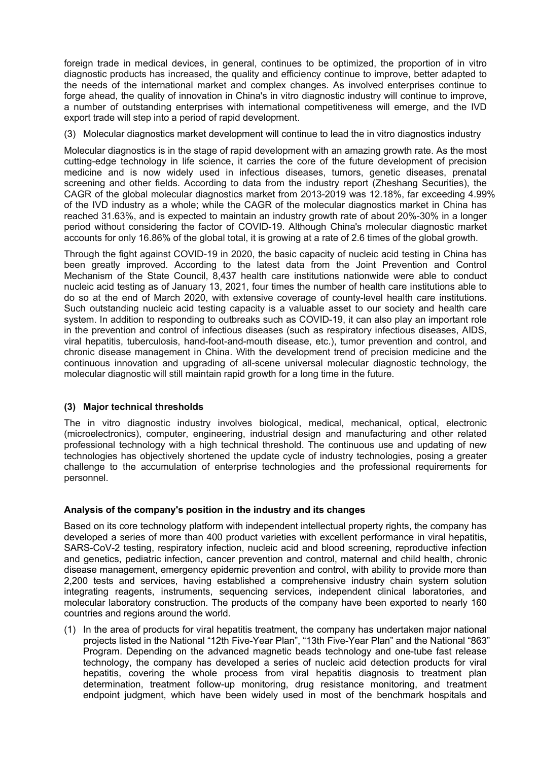foreign trade in medical devices, in general, continues to be optimized, the proportion of in vitro diagnostic products has increased, the quality and efficiency continue to improve, better adapted to the needs of the international market and complex changes. As involved enterprises continue to forge ahead, the quality of innovation in China's in vitro diagnostic industry will continue to improve, a number of outstanding enterprises with international competitiveness will emerge, and the IVD export trade will step into a period of rapid development.

(3) Molecular diagnostics market development will continue to lead the in vitro diagnostics industry

Molecular diagnostics is in the stage of rapid development with an amazing growth rate. As the most cutting-edge technology in life science, it carries the core of the future development of precision medicine and is now widely used in infectious diseases, tumors, genetic diseases, prenatal screening and other fields. According to data from the industry report (Zheshang Securities), the CAGR of the global molecular diagnostics market from 2013-2019 was 12.18%, far exceeding 4.99% of the IVD industry as a whole; while the CAGR of the molecular diagnostics market in China has reached 31.63%, and is expected to maintain an industry growth rate of about 20%-30% in a longer period without considering the factor of COVID-19. Although China's molecular diagnostic market accounts for only 16.86% of the global total, it is growing at a rate of 2.6 times of the global growth.

Through the fight against COVID-19 in 2020, the basic capacity of nucleic acid testing in China has been greatly improved. According to the latest data from the Joint Prevention and Control Mechanism of the State Council, 8,437 health care institutions nationwide were able to conduct nucleic acid testing as of January 13, 2021, four times the number of health care institutions able to do so at the end of March 2020, with extensive coverage of county-level health care institutions. Such outstanding nucleic acid testing capacity is a valuable asset to our society and health care system. In addition to responding to outbreaks such as COVID-19, it can also play an important role in the prevention and control of infectious diseases (such as respiratory infectious diseases, AIDS, viral hepatitis, tuberculosis, hand-foot-and-mouth disease, etc.), tumor prevention and control, and chronic disease management in China. With the development trend of precision medicine and the continuous innovation and upgrading of all-scene universal molecular diagnostic technology, the molecular diagnostic will still maintain rapid growth for a long time in the future.

#### (3) Major technical thresholds

The in vitro diagnostic industry involves biological, medical, mechanical, optical, electronic (microelectronics), computer, engineering, industrial design and manufacturing and other related professional technology with a high technical threshold. The continuous use and updating of new technologies has objectively shortened the update cycle of industry technologies, posing a greater challenge to the accumulation of enterprise technologies and the professional requirements for personnel.

### Analysis of the company's position in the industry and its changes

Based on its core technology platform with independent intellectual property rights, the company has developed a series of more than 400 product varieties with excellent performance in viral hepatitis, SARS-CoV-2 testing, respiratory infection, nucleic acid and blood screening, reproductive infection and genetics, pediatric infection, cancer prevention and control, maternal and child health, chronic disease management, emergency epidemic prevention and control, with ability to provide more than 2,200 tests and services, having established a comprehensive industry chain system solution integrating reagents, instruments, sequencing services, independent clinical laboratories, and molecular laboratory construction. The products of the company have been exported to nearly 160 countries and regions around the world.

(1) In the area of products for viral hepatitis treatment, the company has undertaken major national projects listed in the National "12th Five-Year Plan", "13th Five-Year Plan" and the National "863" Program. Depending on the advanced magnetic beads technology and one-tube fast release technology, the company has developed a series of nucleic acid detection products for viral hepatitis, covering the whole process from viral hepatitis diagnosis to treatment plan determination, treatment follow-up monitoring, drug resistance monitoring, and treatment endpoint judgment, which have been widely used in most of the benchmark hospitals and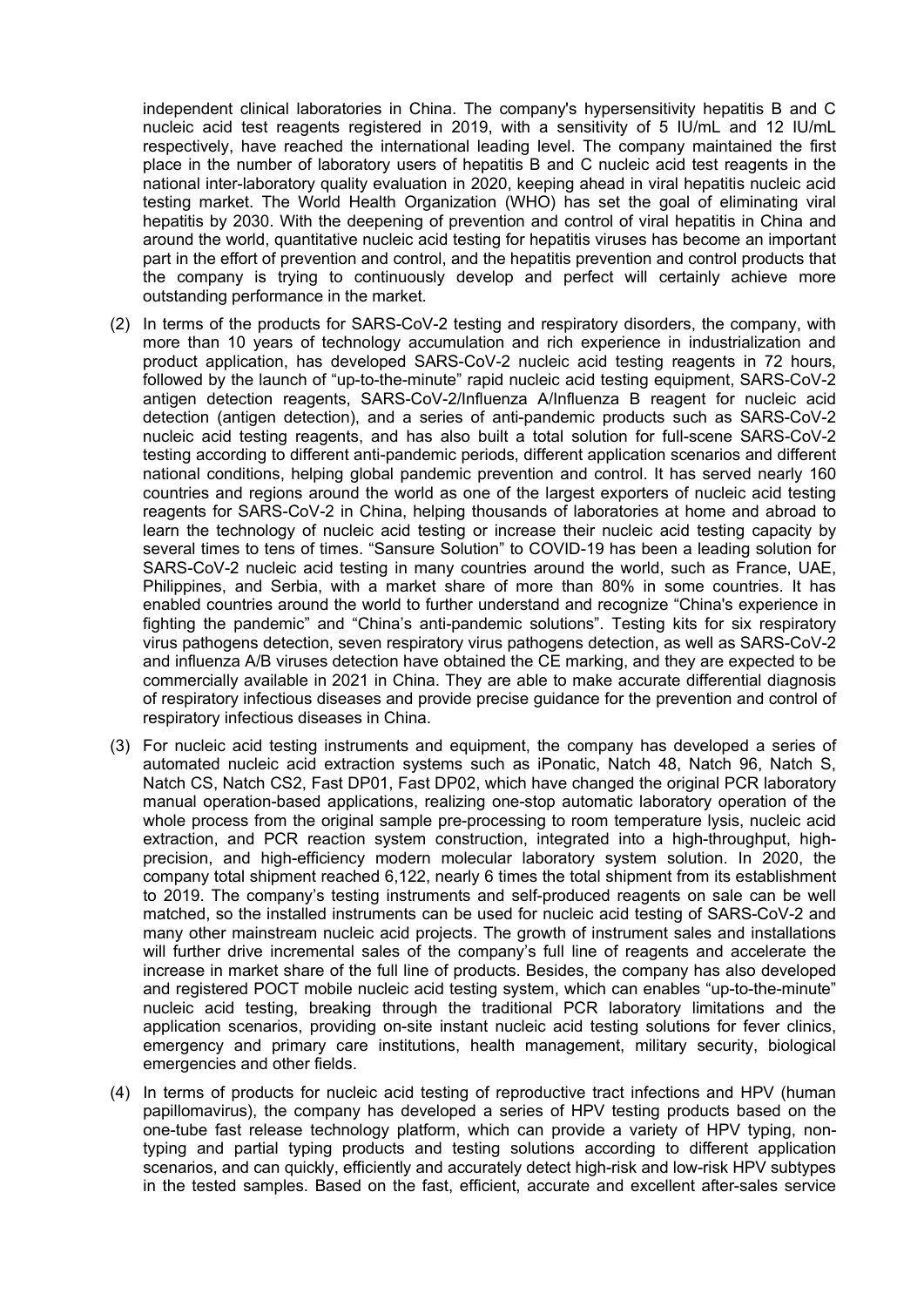independent clinical laboratories in China. The company's hypersensitivity hepatitis B and C nucleic acid test reagents registered in 2019, with a sensitivity of 5 IU/mL and 12 IU/mL respectively, have reached the international leading level. The company maintained the first place in the number of laboratory users of hepatitis B and C nucleic acid test reagents in the national inter-laboratory quality evaluation in 2020, keeping ahead in viral hepatitis nucleic acid testing market. The World Health Organization (WHO) has set the goal of eliminating viral hepatitis by 2030. With the deepening of prevention and control of viral hepatitis in China and around the world, quantitative nucleic acid testing for hepatitis viruses has become an important part in the effort of prevention and control, and the hepatitis prevention and control products that the company is trying to continuously develop and perfect will certainly achieve more outstanding performance in the market.

(2) In terms of the products for SARS-CoV-2 testing and respiratory disorders, the company, with more than 10 years of technology accumulation and rich experience in industrialization and product application, has developed SARS-CoV-2 nucleic acid testing reagents in 72 hours, followed by the launch of "up-to-the-minute" rapid nucleic acid testing equipment, SARS-CoV-2 antigen detection reagents, SARS-CoV-2/Influenza A/Influenza B reagent for nucleic acid detection (antigen detection), and a series of anti-pandemic products such as SARS-CoV-2 nucleic acid testing reagents, and has also built a total solution for full-scene SARS-CoV-2 testing according to different anti-pandemic periods, different application scenarios and different national conditions, helping global pandemic prevention and control. It has served nearly 160 countries and regions around the world as one of the largest exporters of nucleic acid testing reagents for SARS-CoV-2 in China, helping thousands of laboratories at home and abroad to learn the technology of nucleic acid testing or increase their nucleic acid testing capacity by several times to tens of times. "Sansure Solution" to COVID-19 has been a leading solution for SARS-CoV-2 nucleic acid testing in many countries around the world, such as France, UAE, Philippines, and Serbia, with a market share of more than 80% in some countries. It has enabled countries around the world to further understand and recognize "China's experience in fighting the pandemic" and "China's anti-pandemic solutions". Testing kits for six respiratory virus pathogens detection, seven respiratory virus pathogens detection, as well as SARS-CoV-2 and influenza A/B viruses detection have obtained the CE marking, and they are expected to be commercially available in 2021 in China. They are able to make accurate differential diagnosis of respiratory infectious diseases and provide precise guidance for the prevention and control of respiratory infectious diseases in China.

(3) For nucleic acid testing instruments and equipment, the company has developed a series of automated nucleic acid extraction systems such as iPonatic, Natch 48, Natch 96, Natch S, Natch CS, Natch CS2, Fast DP01, Fast DP02, which have changed the original PCR laboratory manual operation-based applications, realizing one-stop automatic laboratory operation of the whole process from the original sample pre-processing to room temperature lysis, nucleic acid extraction, and PCR reaction system construction, integrated into a high-throughput, high-precision, and high-efficiency modern molecular laboratory system solution. In 2020, the company total shipment reached 6,122, nearly 6 times the total shipment from its establishment to 2019. The company's testing instruments and self-produced reagents on sale can be well matched, so the installed instruments can be used for nucleic acid testing of SARS-CoV-2 and many other mainstream nucleic acid projects. The growth of instrument sales and installations will further drive incremental sales of the company's full line of reagents and accelerate the increase in market share of the full line of products. Besides, the company has also developed and registered POCT mobile nucleic acid testing system, which can enables "up-to-the-minute" nucleic acid testing, breaking through the traditional PCR laboratory limitations and the application scenarios, providing on-site instant nucleic acid testing solutions for fever clinics, emergency and primary care institutions, health management, military security, biological emergencies and other fields.

(4) In terms of products for nucleic acid testing of reproductive tract infections and HPV (human papillomavirus), the company has developed a series of HPV testing products based on the one-tube fast release technology platform, which can provide a variety of HPV typing, non-typing and partial typing products and testing solutions according to different application scenarios, and can quickly, efficiently and accurately detect high-risk and low-risk HPV subtypes in the tested samples. Based on the fast, efficient, accurate and excellent after-sales service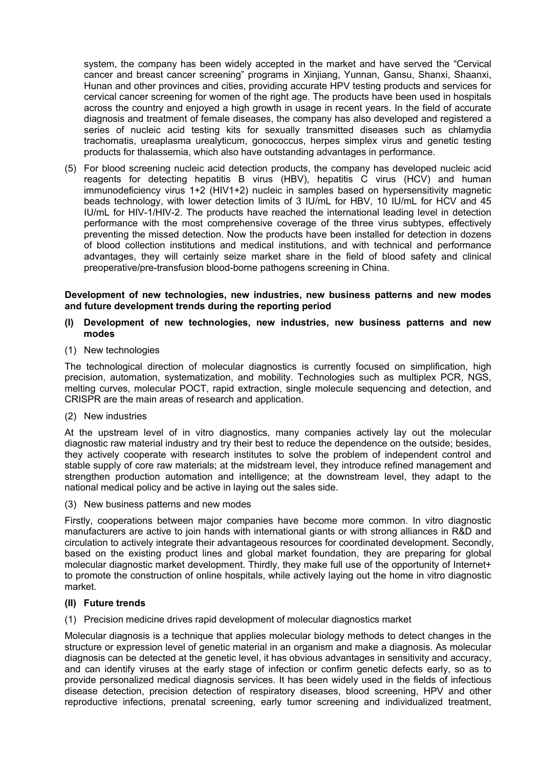system, the company has been widely accepted in the market and have served the "Cervical cancer and breast cancer screening" programs in Xinjiang, Yunnan, Gansu, Shanxi, Shaanxi, Hunan and other provinces and cities, providing accurate HPV testing products and services for cervical cancer screening for women of the right age. The products have been used in hospitals across the country and enjoyed a high growth in usage in recent years. In the field of accurate diagnosis and treatment of female diseases, the company has also developed and registered a series of nucleic acid testing kits for sexually transmitted diseases such as chlamydia trachomatis, ureaplasma urealyticum, gonococcus, herpes simplex virus and genetic testing products for thalassemia, which also have outstanding advantages in performance.

(5) For blood screening nucleic acid detection products, the company has developed nucleic acid reagents for detecting hepatitis B virus (HBV), hepatitis C virus (HCV) and human immunodeficiency virus 1+2 (HIV1+2) nucleic in samples based on hypersensitivity magnetic beads technology, with lower detection limits of 3 IU/mL for HBV, 10 IU/mL for HCV and 45 IU/mL for HIV-1/HIV-2. The products have reached the international leading level in detection performance with the most comprehensive coverage of the three virus subtypes, effectively preventing the missed detection. Now the products have been installed for detection in dozens of blood collection institutions and medical institutions, and with technical and performance advantages, they will certainly seize market share in the field of blood safety and clinical preoperative/pre-transfusion blood-borne pathogens screening in China.

**Development of new technologies, new industries, new business patterns and new modes and future development trends during the reporting period**

**(I) Development of new technologies, new industries, new business patterns and new modes**

(1) New technologies

The technological direction of molecular diagnostics is currently focused on simplification, high precision, automation, systematization, and mobility. Technologies such as multiplex PCR, NGS, melting curves, molecular POCT, rapid extraction, single molecule sequencing and detection, and CRISPR are the main areas of research and application.

(2) New industries

At the upstream level of in vitro diagnostics, many companies actively lay out the molecular diagnostic raw material industry and try their best to reduce the dependence on the outside; besides, they actively cooperate with research institutes to solve the problem of independent control and stable supply of core raw materials; at the midstream level, they introduce refined management and strengthen production automation and intelligence; at the downstream level, they adapt to the national medical policy and be active in laying out the sales side.

(3) New business patterns and new modes

Firstly, cooperations between major companies have become more common. In vitro diagnostic manufacturers are active to join hands with international giants or with strong alliances in R&D and circulation to actively integrate their advantageous resources for coordinated development. Secondly, based on the existing product lines and global market foundation, they are preparing for global molecular diagnostic market development. Thirdly, they make full use of the opportunity of Internet+ to promote the construction of online hospitals, while actively laying out the home in vitro diagnostic market.

**(II) Future trends**

(1) Precision medicine drives rapid development of molecular diagnostics market

Molecular diagnosis is a technique that applies molecular biology methods to detect changes in the structure or expression level of genetic material in an organism and make a diagnosis. As molecular diagnosis can be detected at the genetic level, it has obvious advantages in sensitivity and accuracy, and can identify viruses at the early stage of infection or confirm genetic defects early, so as to provide personalized medical diagnosis services. It has been widely used in the fields of infectious disease detection, precision detection of respiratory diseases, blood screening, HPV and other reproductive infections, prenatal screening, early tumor screening and individualized treatment,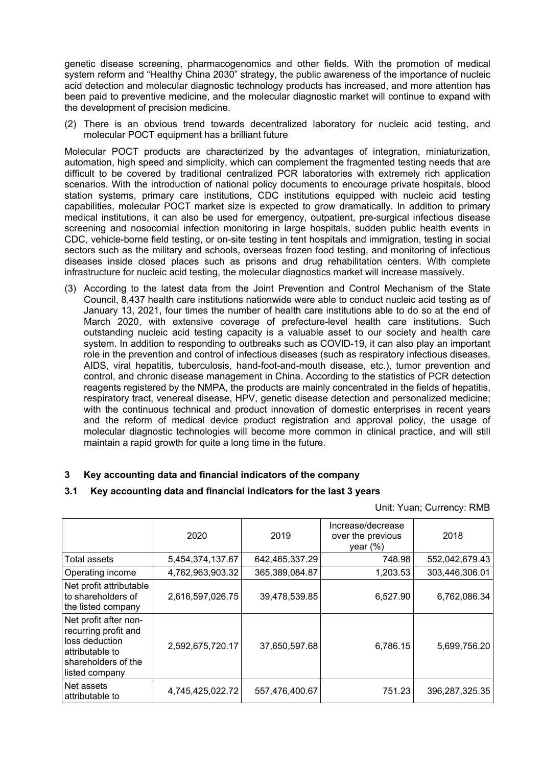genetic disease screening, pharmacogenomics and other fields. With the promotion of medical system reform and "Healthy China 2030" strategy, the public awareness of the importance of nucleic acid detection and molecular diagnostic technology products has increased, and more attention has been paid to preventive medicine, and the molecular diagnostic market will continue to expand with the development of precision medicine.

(2) There is an obvious trend towards decentralized laboratory for nucleic acid testing, and molecular POCT equipment has a brilliant future

Molecular POCT products are characterized by the advantages of integration, miniaturization, automation, high speed and simplicity, which can complement the fragmented testing needs that are difficult to be covered by traditional centralized PCR laboratories with extremely rich application scenarios. With the introduction of national policy documents to encourage private hospitals, blood station systems, primary care institutions, CDC institutions equipped with nucleic acid testing capabilities, molecular POCT market size is expected to grow dramatically. In addition to primary medical institutions, it can also be used for emergency, outpatient, pre-surgical infectious disease screening and nosocomial infection monitoring in large hospitals, sudden public health events in CDC, vehicle-borne field testing, or on-site testing in tent hospitals and immigration, testing in social sectors such as the military and schools, overseas frozen food testing, and monitoring of infectious diseases inside closed places such as prisons and drug rehabilitation centers. With complete infrastructure for nucleic acid testing, the molecular diagnostics market will increase massively.

(3) According to the latest data from the Joint Prevention and Control Mechanism of the State Council, 8,437 health care institutions nationwide were able to conduct nucleic acid testing as of January 13, 2021, four times the number of health care institutions able to do so at the end of March 2020, with extensive coverage of prefecture-level health care institutions. Such outstanding nucleic acid testing capacity is a valuable asset to our society and health care system. In addition to responding to outbreaks such as COVID-19, it can also play an important role in the prevention and control of infectious diseases (such as respiratory infectious diseases, AIDS, viral hepatitis, tuberculosis, hand-foot-and-mouth disease, etc.), tumor prevention and control, and chronic disease management in China. According to the statistics of PCR detection reagents registered by the NMPA, the products are mainly concentrated in the fields of hepatitis, respiratory tract, venereal disease, HPV, genetic disease detection and personalized medicine; with the continuous technical and product innovation of domestic enterprises in recent years and the reform of medical device product registration and approval policy, the usage of molecular diagnostic technologies will become more common in clinical practice, and will still maintain a rapid growth for quite a long time in the future.

## 3 Key accounting data and financial indicators of the company

### 3.1 Key accounting data and financial indicators for the last 3 years

Unit: Yuan; Currency: RMB

| | 2020 | 2019 | Increase/decrease over the previous year (%) | 2018 |
|---|---|---|---|---|
| Total assets | 5,454,374,137.67 | 642,465,337.29 | 748.98 | 552,042,679.43 |
| Operating income | 4,762,963,903.32 | 365,389,084.87 | 1,203.53 | 303,446,306.01 |
| Net profit attributable to shareholders of the listed company | 2,616,597,026.75 | 39,478,539.85 | 6,527.90 | 6,762,086.34 |
| Net profit after non-recurring profit and loss deduction attributable to shareholders of the listed company | 2,592,675,720.17 | 37,650,597.68 | 6,786.15 | 5,699,756.20 |
| Net assets attributable to | 4,745,425,022.72 | 557,476,400.67 | 751.23 | 396,287,325.35 |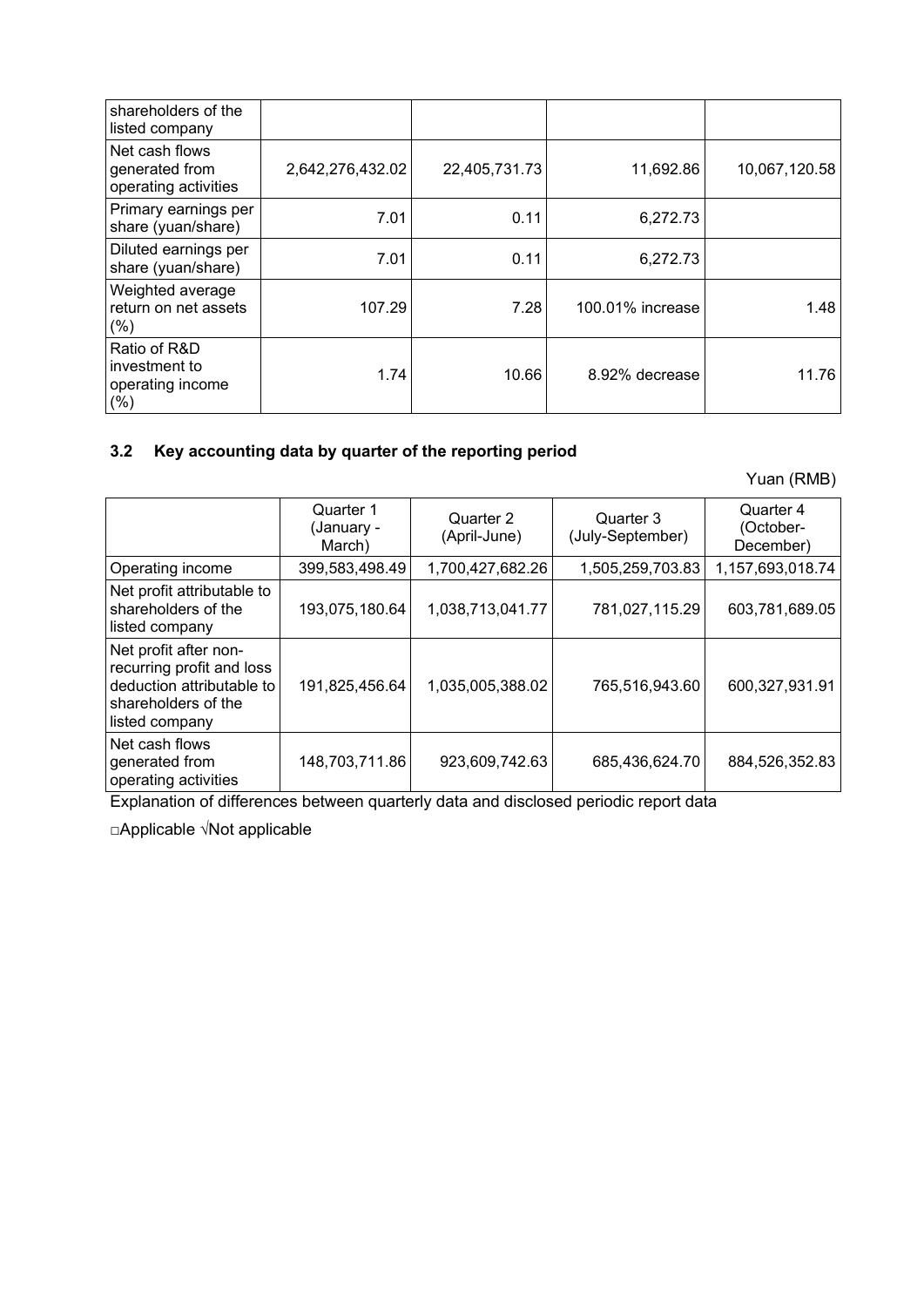| shareholders of the listed company | | | | |
| --- | --- | --- | --- | --- |
| Net cash flows generated from operating activities | 2,642,276,432.02 | 22,405,731.73 | 11,692.86 | 10,067,120.58 |
| Primary earnings per share (yuan/share) | 7.01 | 0.11 | 6,272.73 | |
| Diluted earnings per share (yuan/share) | 7.01 | 0.11 | 6,272.73 | |
| Weighted average return on net assets (%) | 107.29 | 7.28 | 100.01% increase | 1.48 |
| Ratio of R&D investment to operating income (%) | 1.74 | 10.66 | 8.92% decrease | 11.76 |

### 3.2 Key accounting data by quarter of the reporting period

Yuan (RMB)

| | Quarter 1 (January - March) | Quarter 2 (April-June) | Quarter 3 (July-September) | Quarter 4 (October-December) |
| --- | --- | --- | --- | --- |
| Operating income | 399,583,498.49 | 1,700,427,682.26 | 1,505,259,703.83 | 1,157,693,018.74 |
| Net profit attributable to shareholders of the listed company | 193,075,180.64 | 1,038,713,041.77 | 781,027,115.29 | 603,781,689.05 |
| Net profit after non-recurring profit and loss deduction attributable to shareholders of the listed company | 191,825,456.64 | 1,035,005,388.02 | 765,516,943.60 | 600,327,931.91 |
| Net cash flows generated from operating activities | 148,703,711.86 | 923,609,742.63 | 685,436,624.70 | 884,526,352.83 |

Explanation of differences between quarterly data and disclosed periodic report data

□Applicable √Not applicable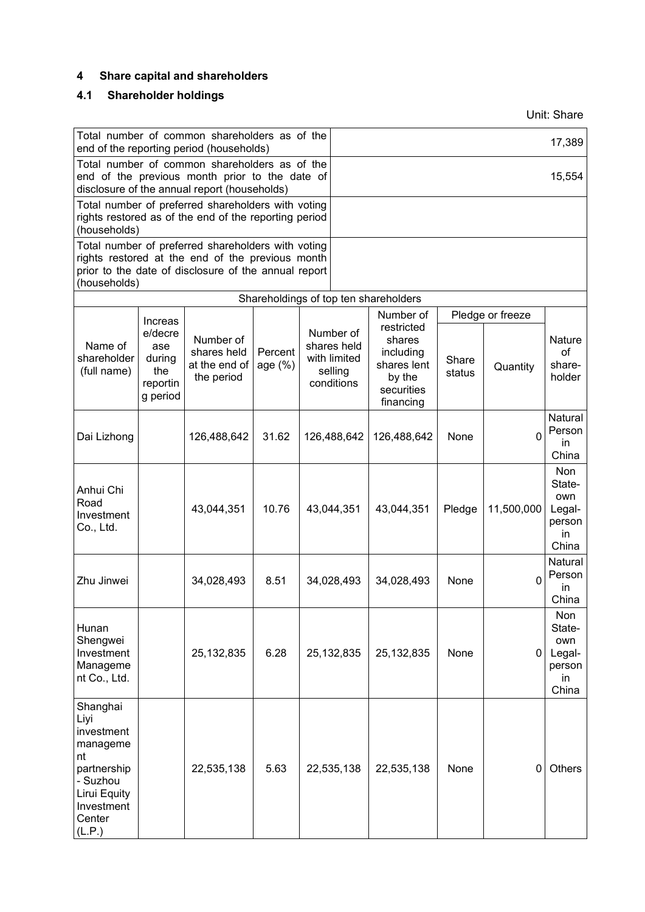## 4 Share capital and shareholders

### 4.1 Shareholder holdings

Unit: Share

| Total number of common shareholders as of the end of the reporting period (households) | 17,389 |
|---|---|
| Total number of common shareholders as of the end of the previous month prior to the date of disclosure of the annual report (households) | 15,554 |
| Total number of preferred shareholders with voting rights restored as of the end of the reporting period (households) | |
| Total number of preferred shareholders with voting rights restored at the end of the previous month prior to the date of disclosure of the annual report (households) | |

Shareholdings of top ten shareholders

| Name of shareholder (full name) | Increase/decrease during the reporting period | Number of shares held at the end of the period | Percentage (%) | Number of shares held with limited selling conditions | Number of restricted shares including shares lent by the securities financing | Pledge or freeze | | Nature of shareholder |
|---|---|---|---|---|---|---|---|---|
| | | | | | | Share status | Quantity | |
| Dai Lizhong | | 126,488,642 | 31.62 | 126,488,642 | 126,488,642 | None | 0 | Natural Person in China |
| Anhui Chi Road Investment Co., Ltd. | | 43,044,351 | 10.76 | 43,044,351 | 43,044,351 | Pledge | 11,500,000 | Non State-own Legal-person in China |
| Zhu Jinwei | | 34,028,493 | 8.51 | 34,028,493 | 34,028,493 | None | 0 | Natural Person in China |
| Hunan Shengwei Investment Management Co., Ltd. | | 25,132,835 | 6.28 | 25,132,835 | 25,132,835 | None | 0 | Non State-own Legal-person in China |
| Shanghai Liyi investment management partnership - Suzhou Lirui Equity Investment Center (L.P.) | | 22,535,138 | 5.63 | 22,535,138 | 22,535,138 | None | 0 | Others |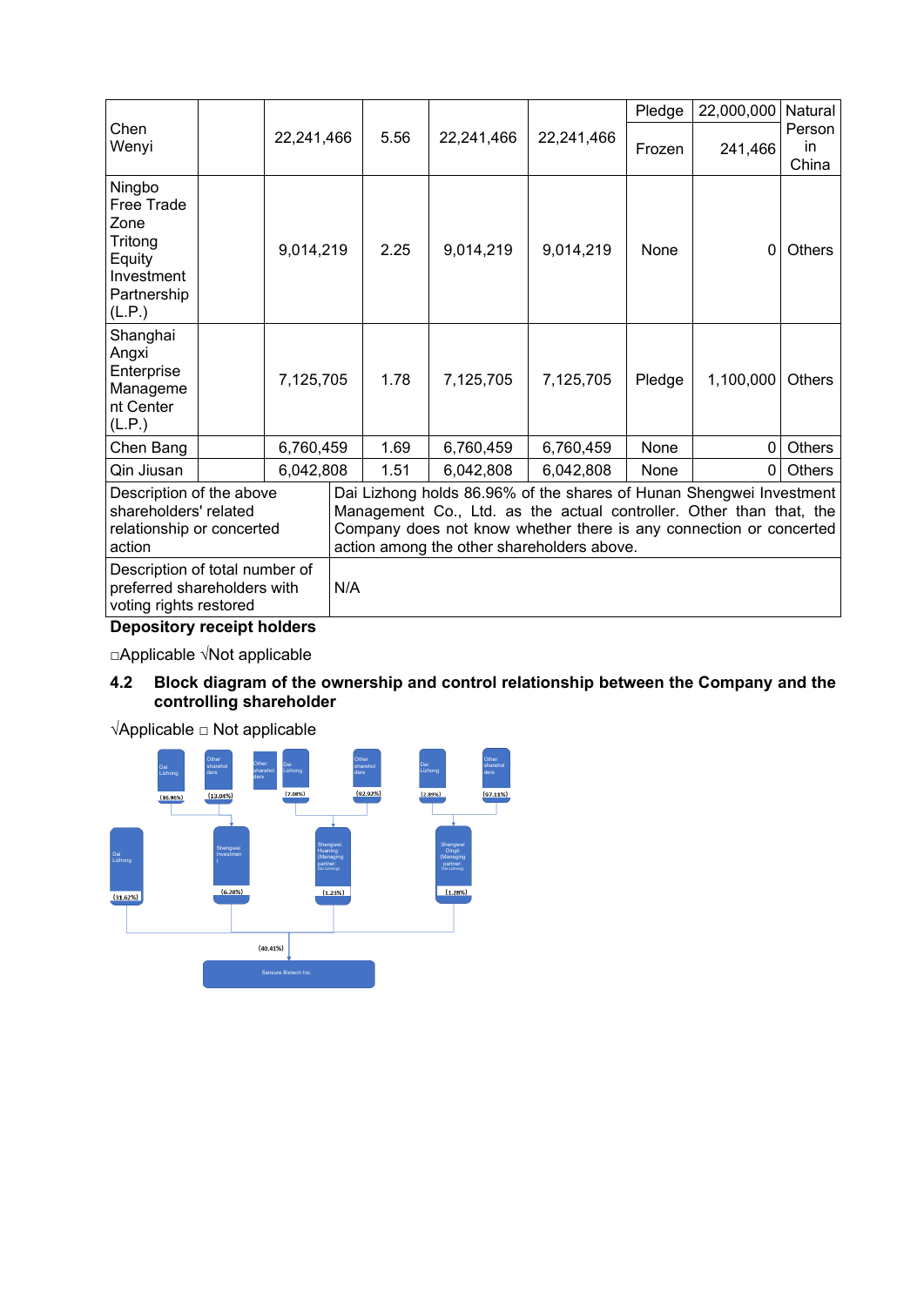| Chen Wenyi | | 22,241,466 | 5.56 | 22,241,466 | 22,241,466 | Pledge | 22,000,000 | Natural Person in China |
|---|---|---|---|---|---|---|---|---|
| | | | | | | Frozen | 241,466 | |
| Ningbo Free Trade Zone Tritong Equity Investment Partnership (L.P.) | | 9,014,219 | 2.25 | 9,014,219 | 9,014,219 | None | 0 | Others |
| Shanghai Angxi Enterprise Management Center (L.P.) | | 7,125,705 | 1.78 | 7,125,705 | 7,125,705 | Pledge | 1,100,000 | Others |
| Chen Bang | | 6,760,459 | 1.69 | 6,760,459 | 6,760,459 | None | 0 | Others |
| Qin Jiusan | | 6,042,808 | 1.51 | 6,042,808 | 6,042,808 | None | 0 | Others |
| Description of the above shareholders' related relationship or concerted action | Dai Lizhong holds 86.96% of the shares of Hunan Shengwei Investment Management Co., Ltd. as the actual controller. Other than that, the Company does not know whether there is any connection or concerted action among the other shareholders above. | | | | | | | |
| Description of total number of preferred shareholders with voting rights restored | N/A | | | | | | | |

**Depository receipt holders**

□Applicable √Not applicable

## 4.2 Block diagram of the ownership and control relationship between the Company and the controlling shareholder

√Applicable □ Not applicable

Dai Lizhong (86.96%) | Other shareholders (13.04%) → Shengwei Investment (6.28%)

Other shareholders | Dai Lizhong (7.08%) | Other shareholders (92.92%) → Shengwei Huaming (Managing partner: Dai Lizhong) (1.23%)

Dai Lizhong (2.89%) | Other shareholders (97.11%) → Shengwei Dingli (Managing partner: Dai Lizhong) (1.28%)

Dai Lizhong (31.62%)

(40.41%) → Sansure Biotech Inc.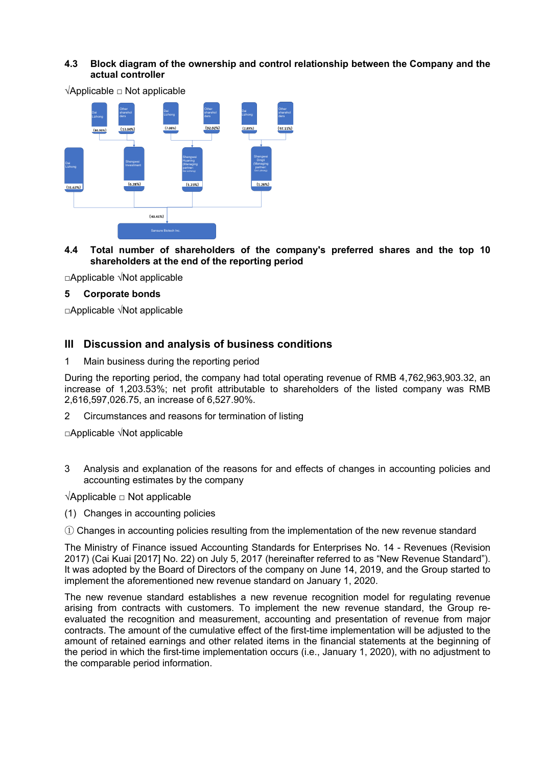### 4.3 Block diagram of the ownership and control relationship between the Company and the actual controller

√Applicable □ Not applicable

Dai Lizhong (86.96%) | Other shareholders (13.04%) → Shengwei Investment

Dai Lizhong (7.08%) | Other shareholders (92.92%) → Shengwei Huaning (Managing partner: Dai Lizhong)

Dai Lizhong (2.89%) | Other shareholders (97.11%) → Shengwei Dingli (Managing partner: Dai Lizhong)

Dai Lizhong (31.62%), Shengwei Investment (6.28%), Shengwei Huaning (1.23%), Shengwei Dingli (1.28%) → (40.41%) Sansure Biotech Inc.

### 4.4 Total number of shareholders of the company's preferred shares and the top 10 shareholders at the end of the reporting period

□Applicable √Not applicable

### 5 Corporate bonds

□Applicable √Not applicable

## III Discussion and analysis of business conditions

1 Main business during the reporting period

During the reporting period, the company had total operating revenue of RMB 4,762,963,903.32, an increase of 1,203.53%; net profit attributable to shareholders of the listed company was RMB 2,616,597,026.75, an increase of 6,527.90%.

2 Circumstances and reasons for termination of listing

□Applicable √Not applicable

3 Analysis and explanation of the reasons for and effects of changes in accounting policies and accounting estimates by the company

√Applicable □ Not applicable

(1) Changes in accounting policies

① Changes in accounting policies resulting from the implementation of the new revenue standard

The Ministry of Finance issued Accounting Standards for Enterprises No. 14 - Revenues (Revision 2017) (Cai Kuai [2017] No. 22) on July 5, 2017 (hereinafter referred to as "New Revenue Standard"). It was adopted by the Board of Directors of the company on June 14, 2019, and the Group started to implement the aforementioned new revenue standard on January 1, 2020.

The new revenue standard establishes a new revenue recognition model for regulating revenue arising from contracts with customers. To implement the new revenue standard, the Group re-evaluated the recognition and measurement, accounting and presentation of revenue from major contracts. The amount of the cumulative effect of the first-time implementation will be adjusted to the amount of retained earnings and other related items in the financial statements at the beginning of the period in which the first-time implementation occurs (i.e., January 1, 2020), with no adjustment to the comparable period information.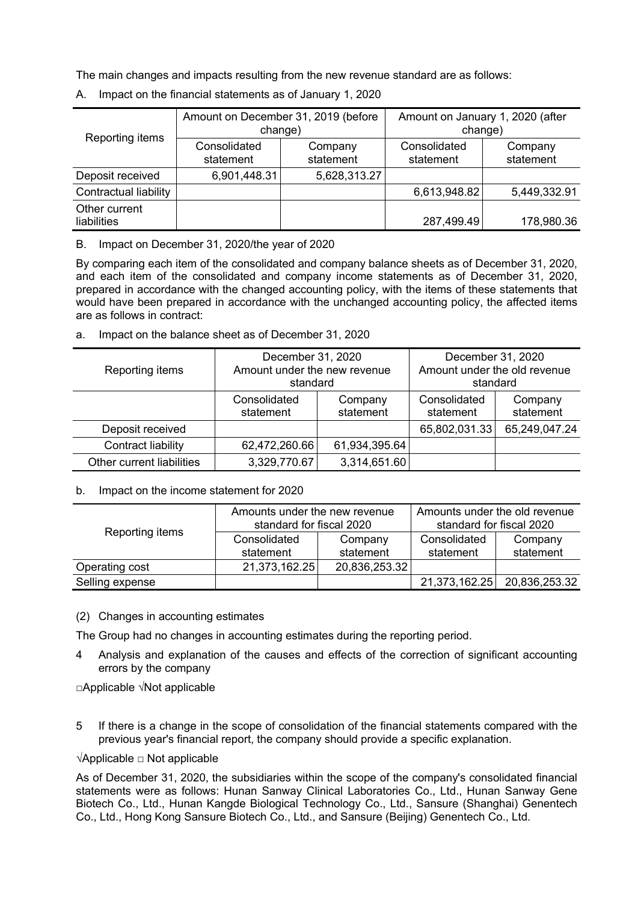The main changes and impacts resulting from the new revenue standard are as follows:

A. Impact on the financial statements as of January 1, 2020

| Reporting items | Amount on December 31, 2019 (before change) | | Amount on January 1, 2020 (after change) | |
|---|---|---|---|---|
| | Consolidated statement | Company statement | Consolidated statement | Company statement |
| Deposit received | 6,901,448.31 | 5,628,313.27 | | |
| Contractual liability | | | 6,613,948.82 | 5,449,332.91 |
| Other current liabilities | | | 287,499.49 | 178,980.36 |

B. Impact on December 31, 2020/the year of 2020

By comparing each item of the consolidated and company balance sheets as of December 31, 2020, and each item of the consolidated and company income statements as of December 31, 2020, prepared in accordance with the changed accounting policy, with the items of these statements that would have been prepared in accordance with the unchanged accounting policy, the affected items are as follows in contract:

a. Impact on the balance sheet as of December 31, 2020

| Reporting items | December 31, 2020 Amount under the new revenue standard | | December 31, 2020 Amount under the old revenue standard | |
|---|---|---|---|---|
| | Consolidated statement | Company statement | Consolidated statement | Company statement |
| Deposit received | | | 65,802,031.33 | 65,249,047.24 |
| Contract liability | 62,472,260.66 | 61,934,395.64 | | |
| Other current liabilities | 3,329,770.67 | 3,314,651.60 | | |

b. Impact on the income statement for 2020

| Reporting items | Amounts under the new revenue standard for fiscal 2020 | | Amounts under the old revenue standard for fiscal 2020 | |
|---|---|---|---|---|
| | Consolidated statement | Company statement | Consolidated statement | Company statement |
| Operating cost | 21,373,162.25 | 20,836,253.32 | | |
| Selling expense | | | 21,373,162.25 | 20,836,253.32 |

(2) Changes in accounting estimates

The Group had no changes in accounting estimates during the reporting period.

4 Analysis and explanation of the causes and effects of the correction of significant accounting errors by the company

□Applicable √Not applicable

5 If there is a change in the scope of consolidation of the financial statements compared with the previous year's financial report, the company should provide a specific explanation.

√Applicable □ Not applicable

As of December 31, 2020, the subsidiaries within the scope of the company's consolidated financial statements were as follows: Hunan Sanway Clinical Laboratories Co., Ltd., Hunan Sanway Gene Biotech Co., Ltd., Hunan Kangde Biological Technology Co., Ltd., Sansure (Shanghai) Genentech Co., Ltd., Hong Kong Sansure Biotech Co., Ltd., and Sansure (Beijing) Genentech Co., Ltd.